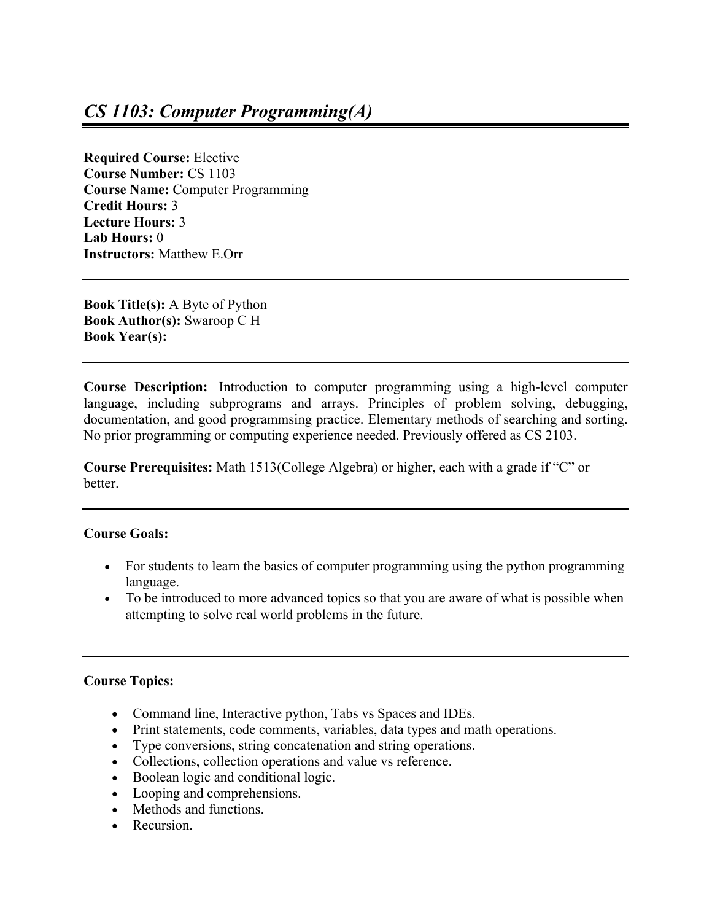# *CS 1103: Computer Programming(A)*

**Required Course:** Elective
**Course Number:** CS 1103
**Course Name:** Computer Programming
**Credit Hours:** 3
**Lecture Hours:** 3
**Lab Hours:** 0
**Instructors:** Matthew E.Orr

---

**Book Title(s):** A Byte of Python
**Book Author(s):** Swaroop C H
**Book Year(s):**

---

**Course Description:** Introduction to computer programming using a high-level computer language, including subprograms and arrays. Principles of problem solving, debugging, documentation, and good programmsing practice. Elementary methods of searching and sorting. No prior programming or computing experience needed. Previously offered as CS 2103.

**Course Prerequisites:** Math 1513(College Algebra) or higher, each with a grade if "C" or better.

---

**Course Goals:**

- For students to learn the basics of computer programming using the python programming language.
- To be introduced to more advanced topics so that you are aware of what is possible when attempting to solve real world problems in the future.

---

**Course Topics:**

- Command line, Interactive python, Tabs vs Spaces and IDEs.
- Print statements, code comments, variables, data types and math operations.
- Type conversions, string concatenation and string operations.
- Collections, collection operations and value vs reference.
- Boolean logic and conditional logic.
- Looping and comprehensions.
- Methods and functions.
- Recursion.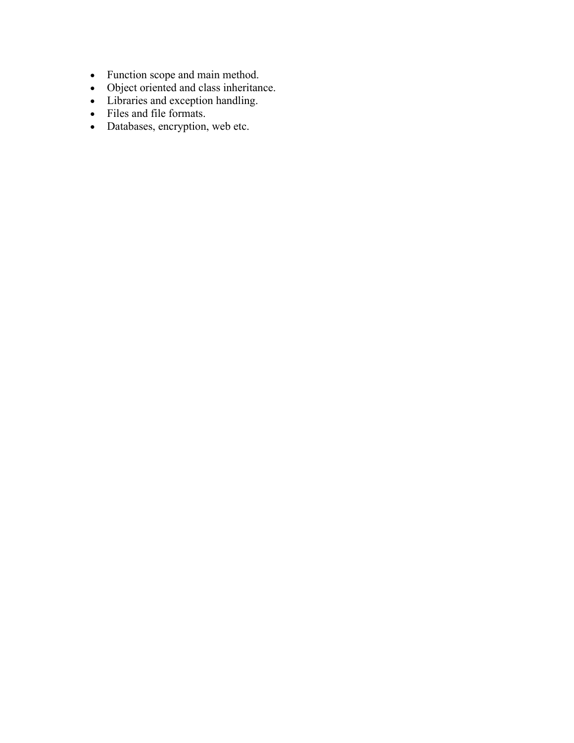- Function scope and main method.
- Object oriented and class inheritance.
- Libraries and exception handling.
- Files and file formats.
- Databases, encryption, web etc.